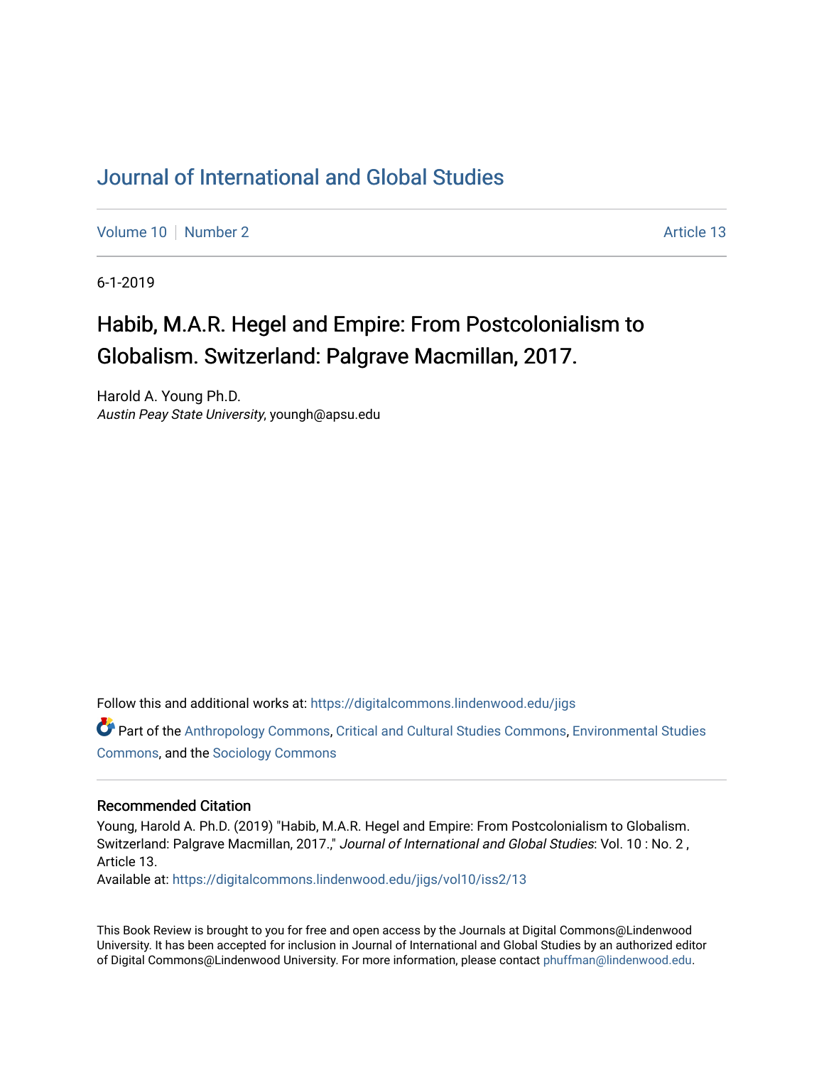Journal of International and Global Studies

Volume 10 | Number 2 | Article 13

6-1-2019

# Habib, M.A.R. Hegel and Empire: From Postcolonialism to Globalism. Switzerland: Palgrave Macmillan, 2017.

Harold A. Young Ph.D.
*Austin Peay State University*, youngh@apsu.edu

Follow this and additional works at: https://digitalcommons.lindenwood.edu/jigs

Part of the Anthropology Commons, Critical and Cultural Studies Commons, Environmental Studies Commons, and the Sociology Commons

## Recommended Citation

Young, Harold A. Ph.D. (2019) "Habib, M.A.R. Hegel and Empire: From Postcolonialism to Globalism. Switzerland: Palgrave Macmillan, 2017.," *Journal of International and Global Studies*: Vol. 10 : No. 2 , Article 13.
Available at: https://digitalcommons.lindenwood.edu/jigs/vol10/iss2/13

This Book Review is brought to you for free and open access by the Journals at Digital Commons@Lindenwood University. It has been accepted for inclusion in Journal of International and Global Studies by an authorized editor of Digital Commons@Lindenwood University. For more information, please contact phuffman@lindenwood.edu.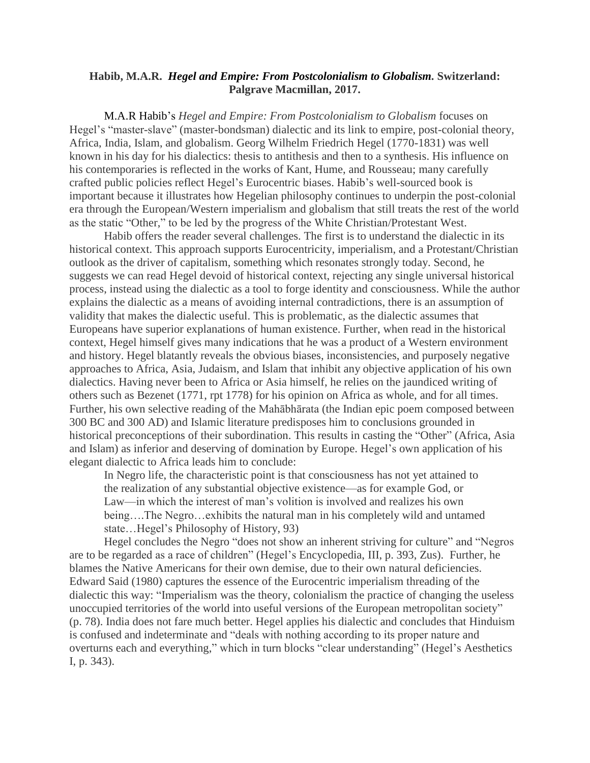**Habib, M.A.R. *Hegel and Empire: From Postcolonialism to Globalism*. Switzerland: Palgrave Macmillan, 2017.**

M.A.R Habib's *Hegel and Empire: From Postcolonialism to Globalism* focuses on Hegel's "master-slave" (master-bondsman) dialectic and its link to empire, post-colonial theory, Africa, India, Islam, and globalism. Georg Wilhelm Friedrich Hegel (1770-1831) was well known in his day for his dialectics: thesis to antithesis and then to a synthesis. His influence on his contemporaries is reflected in the works of Kant, Hume, and Rousseau; many carefully crafted public policies reflect Hegel's Eurocentric biases. Habib's well-sourced book is important because it illustrates how Hegelian philosophy continues to underpin the post-colonial era through the European/Western imperialism and globalism that still treats the rest of the world as the static "Other," to be led by the progress of the White Christian/Protestant West.

Habib offers the reader several challenges. The first is to understand the dialectic in its historical context. This approach supports Eurocentricity, imperialism, and a Protestant/Christian outlook as the driver of capitalism, something which resonates strongly today. Second, he suggests we can read Hegel devoid of historical context, rejecting any single universal historical process, instead using the dialectic as a tool to forge identity and consciousness. While the author explains the dialectic as a means of avoiding internal contradictions, there is an assumption of validity that makes the dialectic useful. This is problematic, as the dialectic assumes that Europeans have superior explanations of human existence. Further, when read in the historical context, Hegel himself gives many indications that he was a product of a Western environment and history. Hegel blatantly reveals the obvious biases, inconsistencies, and purposely negative approaches to Africa, Asia, Judaism, and Islam that inhibit any objective application of his own dialectics. Having never been to Africa or Asia himself, he relies on the jaundiced writing of others such as Bezenet (1771, rpt 1778) for his opinion on Africa as whole, and for all times. Further, his own selective reading of the Mahābhārata (the Indian epic poem composed between 300 BC and 300 AD) and Islamic literature predisposes him to conclusions grounded in historical preconceptions of their subordination. This results in casting the "Other" (Africa, Asia and Islam) as inferior and deserving of domination by Europe. Hegel's own application of his elegant dialectic to Africa leads him to conclude:

> In Negro life, the characteristic point is that consciousness has not yet attained to the realization of any substantial objective existence—as for example God, or Law—in which the interest of man's volition is involved and realizes his own being….The Negro…exhibits the natural man in his completely wild and untamed state…Hegel's Philosophy of History, 93)

Hegel concludes the Negro "does not show an inherent striving for culture" and "Negros are to be regarded as a race of children" (Hegel's Encyclopedia, III, p. 393, Zus). Further, he blames the Native Americans for their own demise, due to their own natural deficiencies. Edward Said (1980) captures the essence of the Eurocentric imperialism threading of the dialectic this way: "Imperialism was the theory, colonialism the practice of changing the useless unoccupied territories of the world into useful versions of the European metropolitan society" (p. 78). India does not fare much better. Hegel applies his dialectic and concludes that Hinduism is confused and indeterminate and "deals with nothing according to its proper nature and overturns each and everything," which in turn blocks "clear understanding" (Hegel's Aesthetics I, p. 343).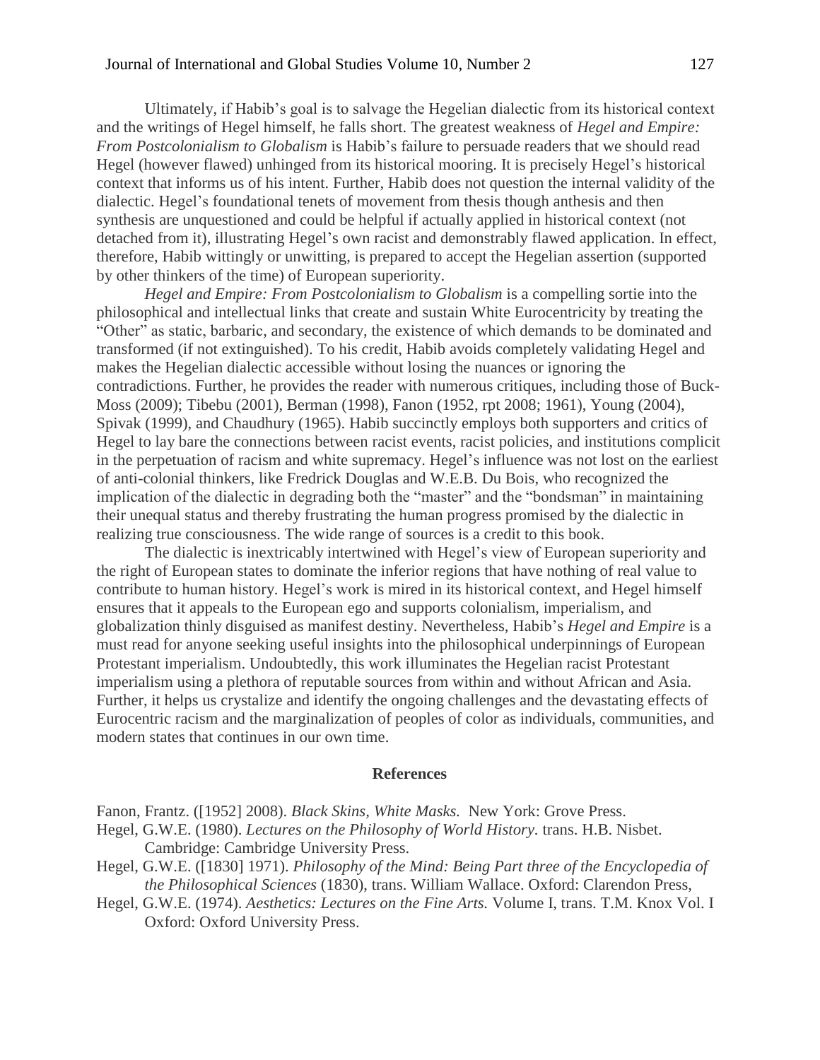Ultimately, if Habib's goal is to salvage the Hegelian dialectic from its historical context and the writings of Hegel himself, he falls short. The greatest weakness of *Hegel and Empire: From Postcolonialism to Globalism* is Habib's failure to persuade readers that we should read Hegel (however flawed) unhinged from its historical mooring. It is precisely Hegel's historical context that informs us of his intent. Further, Habib does not question the internal validity of the dialectic. Hegel's foundational tenets of movement from thesis though anthesis and then synthesis are unquestioned and could be helpful if actually applied in historical context (not detached from it), illustrating Hegel's own racist and demonstrably flawed application. In effect, therefore, Habib wittingly or unwitting, is prepared to accept the Hegelian assertion (supported by other thinkers of the time) of European superiority.

*Hegel and Empire: From Postcolonialism to Globalism* is a compelling sortie into the philosophical and intellectual links that create and sustain White Eurocentricity by treating the "Other" as static, barbaric, and secondary, the existence of which demands to be dominated and transformed (if not extinguished). To his credit, Habib avoids completely validating Hegel and makes the Hegelian dialectic accessible without losing the nuances or ignoring the contradictions. Further, he provides the reader with numerous critiques, including those of Buck-Moss (2009); Tibebu (2001), Berman (1998), Fanon (1952, rpt 2008; 1961), Young (2004), Spivak (1999), and Chaudhury (1965). Habib succinctly employs both supporters and critics of Hegel to lay bare the connections between racist events, racist policies, and institutions complicit in the perpetuation of racism and white supremacy. Hegel's influence was not lost on the earliest of anti-colonial thinkers, like Fredrick Douglas and W.E.B. Du Bois, who recognized the implication of the dialectic in degrading both the "master" and the "bondsman" in maintaining their unequal status and thereby frustrating the human progress promised by the dialectic in realizing true consciousness. The wide range of sources is a credit to this book.

The dialectic is inextricably intertwined with Hegel's view of European superiority and the right of European states to dominate the inferior regions that have nothing of real value to contribute to human history. Hegel's work is mired in its historical context, and Hegel himself ensures that it appeals to the European ego and supports colonialism, imperialism, and globalization thinly disguised as manifest destiny. Nevertheless, Habib's *Hegel and Empire* is a must read for anyone seeking useful insights into the philosophical underpinnings of European Protestant imperialism. Undoubtedly, this work illuminates the Hegelian racist Protestant imperialism using a plethora of reputable sources from within and without African and Asia. Further, it helps us crystalize and identify the ongoing challenges and the devastating effects of Eurocentric racism and the marginalization of peoples of color as individuals, communities, and modern states that continues in our own time.

## References

Fanon, Frantz. ([1952] 2008). *Black Skins, White Masks.* New York: Grove Press.

Hegel, G.W.E. (1980). *Lectures on the Philosophy of World History.* trans. H.B. Nisbet. Cambridge: Cambridge University Press.

Hegel, G.W.E. ([1830] 1971). *Philosophy of the Mind: Being Part three of the Encyclopedia of the Philosophical Sciences* (1830), trans. William Wallace. Oxford: Clarendon Press,

Hegel, G.W.E. (1974). *Aesthetics: Lectures on the Fine Arts.* Volume I, trans. T.M. Knox Vol. I Oxford: Oxford University Press.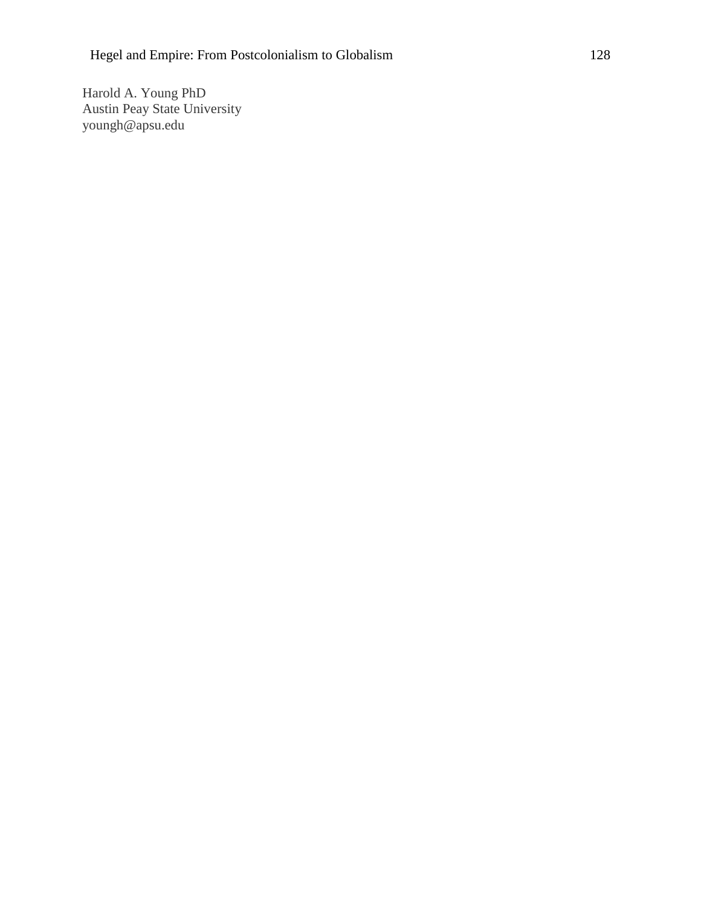Harold A. Young PhD
Austin Peay State University
youngh@apsu.edu